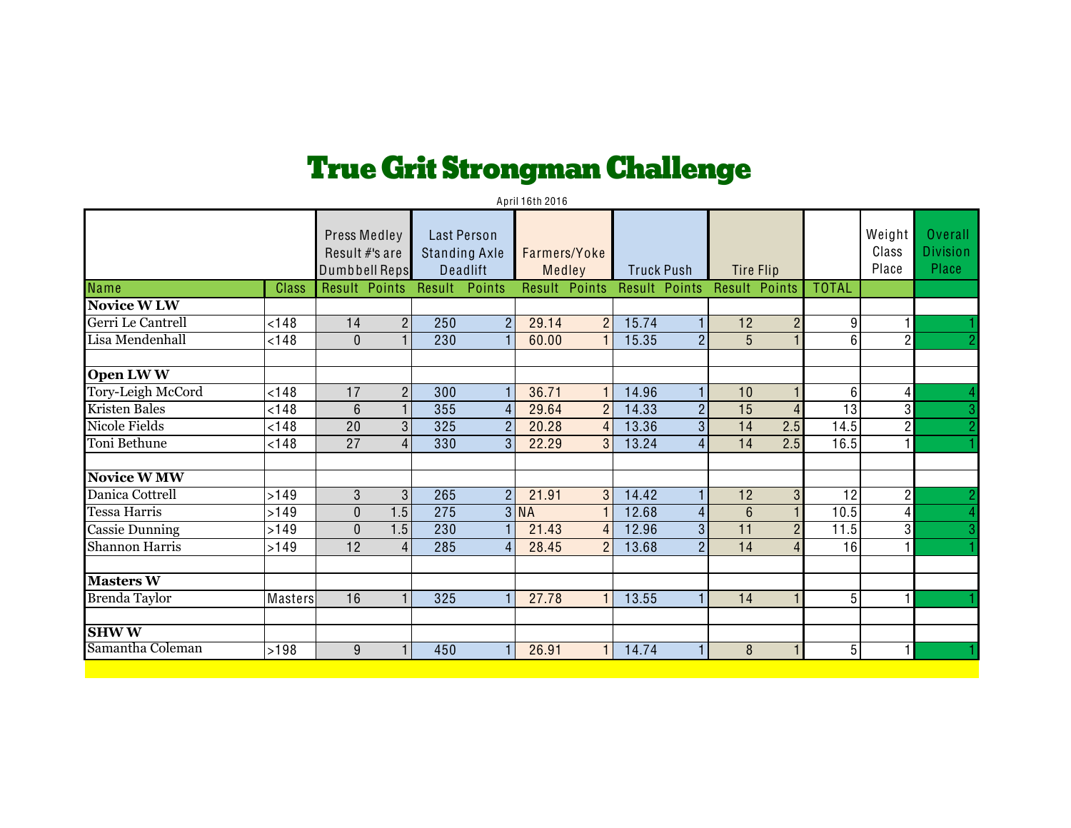# True Grit Strongman Challenge

April 16th 2016

| Name | Class | Press Medley Result #'s are Dumbbell Reps | | Last Person Standing Axle Deadlift | | Farmers/Yoke Medley | | Truck Push | | Tire Flip | | TOTAL | Weight Class Place | Overall Division Place |
|---|---|---|---|---|---|---|---|---|---|---|---|---|---|---|
| | | Result | Points | Result | Points | Result | Points | Result | Points | Result | Points | | | |
| **Novice W LW** | | | | | | | | | | | | | | |
| Gerri Le Cantrell | <148 | 14 | 2 | 250 | 2 | 29.14 | 2 | 15.74 | 1 | 12 | 2 | 9 | 1 | 1 |
| Lisa Mendenhall | <148 | 0 | 1 | 230 | 1 | 60.00 | 1 | 15.35 | 2 | 5 | 1 | 6 | 2 | 2 |
| | | | | | | | | | | | | | | |
| **Open LW W** | | | | | | | | | | | | | | |
| Tory-Leigh McCord | <148 | 17 | 2 | 300 | 1 | 36.71 | 1 | 14.96 | 1 | 10 | 1 | 6 | 4 | 4 |
| Kristen Bales | <148 | 6 | 1 | 355 | 4 | 29.64 | 2 | 14.33 | 2 | 15 | 4 | 13 | 3 | 3 |
| Nicole Fields | <148 | 20 | 3 | 325 | 2 | 20.28 | 4 | 13.36 | 3 | 14 | 2.5 | 14.5 | 2 | 2 |
| Toni Bethune | <148 | 27 | 4 | 330 | 3 | 22.29 | 3 | 13.24 | 4 | 14 | 2.5 | 16.5 | 1 | 1 |
| | | | | | | | | | | | | | | |
| **Novice W MW** | | | | | | | | | | | | | | |
| Danica Cottrell | >149 | 3 | 3 | 265 | 2 | 21.91 | 3 | 14.42 | 1 | 12 | 3 | 12 | 2 | 2 |
| Tessa Harris | >149 | 0 | 1.5 | 275 | 3 | NA | 1 | 12.68 | 4 | 6 | 1 | 10.5 | 4 | 4 |
| Cassie Dunning | >149 | 0 | 1.5 | 230 | 1 | 21.43 | 4 | 12.96 | 3 | 11 | 2 | 11.5 | 3 | 3 |
| Shannon Harris | >149 | 12 | 4 | 285 | 4 | 28.45 | 2 | 13.68 | 2 | 14 | 4 | 16 | 1 | 1 |
| | | | | | | | | | | | | | | |
| **Masters W** | | | | | | | | | | | | | | |
| Brenda Taylor | Masters | 16 | 1 | 325 | 1 | 27.78 | 1 | 13.55 | 1 | 14 | 1 | 5 | 1 | 1 |
| | | | | | | | | | | | | | | |
| **SHW W** | | | | | | | | | | | | | | |
| Samantha Coleman | >198 | 9 | 1 | 450 | 1 | 26.91 | 1 | 14.74 | 1 | 8 | 1 | 5 | 1 | 1 |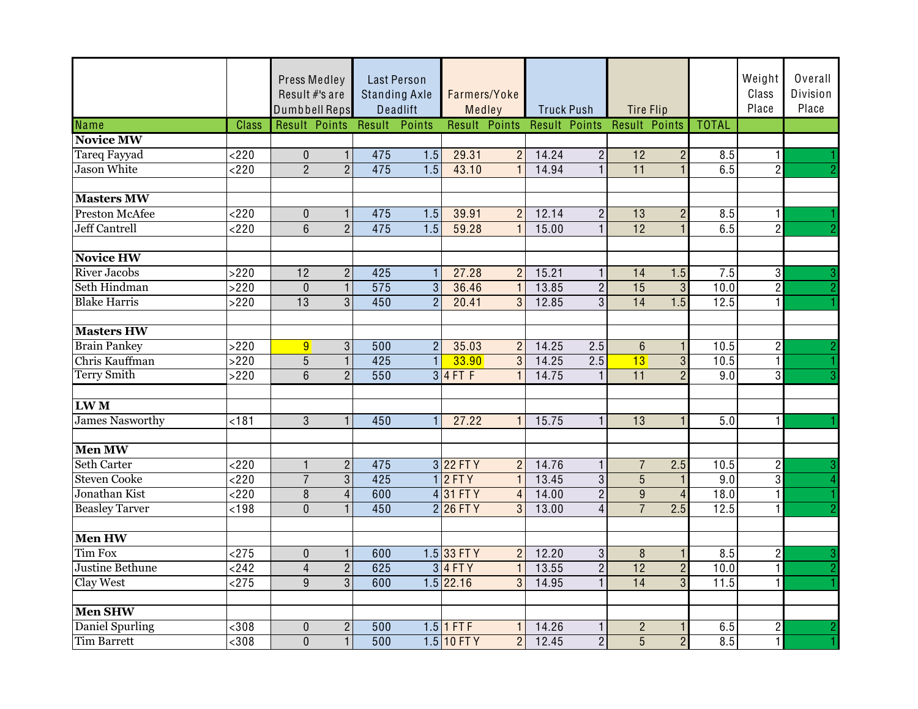| | | Press Medley Result #'s are Dumbbell Reps | | Last Person Standing Axle Deadlift | | Farmers/Yoke Medley | | Truck Push | | Tire Flip | | | Weight Class Place | Overall Division Place |
|---|---|---|---|---|---|---|---|---|---|---|---|---|---|---|
| Name | Class | Result | Points | Result | Points | Result | Points | Result | Points | Result | Points | TOTAL | | |
| **Novice MW** | | | | | | | | | | | | | | |
| Tareq Fayyad | <220 | 0 | 1 | 475 | 1.5 | 29.31 | 2 | 14.24 | 2 | 12 | 2 | 8.5 | 1 | 1 |
| Jason White | <220 | 2 | 2 | 475 | 1.5 | 43.10 | 1 | 14.94 | 1 | 11 | 1 | 6.5 | 2 | 2 |
| | | | | | | | | | | | | | | |
| **Masters MW** | | | | | | | | | | | | | | |
| Preston McAfee | <220 | 0 | 1 | 475 | 1.5 | 39.91 | 2 | 12.14 | 2 | 13 | 2 | 8.5 | 1 | 1 |
| Jeff Cantrell | <220 | 6 | 2 | 475 | 1.5 | 59.28 | 1 | 15.00 | 1 | 12 | 1 | 6.5 | 2 | 2 |
| | | | | | | | | | | | | | | |
| **Novice HW** | | | | | | | | | | | | | | |
| River Jacobs | >220 | 12 | 2 | 425 | 1 | 27.28 | 2 | 15.21 | 1 | 14 | 1.5 | 7.5 | 3 | 3 |
| Seth Hindman | >220 | 0 | 1 | 575 | 3 | 36.46 | 1 | 13.85 | 2 | 15 | 3 | 10.0 | 2 | 2 |
| Blake Harris | >220 | 13 | 3 | 450 | 2 | 20.41 | 3 | 12.85 | 3 | 14 | 1.5 | 12.5 | 1 | 1 |
| | | | | | | | | | | | | | | |
| **Masters HW** | | | | | | | | | | | | | | |
| Brain Pankey | >220 | 9 | 3 | 500 | 2 | 35.03 | 2 | 14.25 | 2.5 | 6 | 1 | 10.5 | 2 | 2 |
| Chris Kauffman | >220 | 5 | 1 | 425 | 1 | 33.90 | 3 | 14.25 | 2.5 | 13 | 3 | 10.5 | 1 | 1 |
| Terry Smith | >220 | 6 | 2 | 550 | 3 | 4 FT F | 1 | 14.75 | 1 | 11 | 2 | 9.0 | 3 | 3 |
| | | | | | | | | | | | | | | |
| **LW M** | | | | | | | | | | | | | | |
| James Nasworthy | <181 | 3 | 1 | 450 | 1 | 27.22 | 1 | 15.75 | 1 | 13 | 1 | 5.0 | 1 | 1 |
| | | | | | | | | | | | | | | |
| **Men MW** | | | | | | | | | | | | | | |
| Seth Carter | <220 | 1 | 2 | 475 | 3 | 22 FT Y | 2 | 14.76 | 1 | 7 | 2.5 | 10.5 | 2 | 3 |
| Steven Cooke | <220 | 7 | 3 | 425 | 1 | 2 FT Y | 1 | 13.45 | 3 | 5 | 1 | 9.0 | 3 | 4 |
| Jonathan Kist | <220 | 8 | 4 | 600 | 4 | 31 FT Y | 4 | 14.00 | 2 | 9 | 4 | 18.0 | 1 | 1 |
| Beasley Tarver | <198 | 0 | 1 | 450 | 2 | 26 FT Y | 3 | 13.00 | 4 | 7 | 2.5 | 12.5 | 1 | 2 |
| | | | | | | | | | | | | | | |
| **Men HW** | | | | | | | | | | | | | | |
| Tim Fox | <275 | 0 | 1 | 600 | 1.5 | 33 FT Y | 2 | 12.20 | 3 | 8 | 1 | 8.5 | 2 | 3 |
| Justine Bethune | <242 | 4 | 2 | 625 | 3 | 4 FT Y | 1 | 13.55 | 2 | 12 | 2 | 10.0 | 1 | 2 |
| Clay West | <275 | 9 | 3 | 600 | 1.5 | 22.16 | 3 | 14.95 | 1 | 14 | 3 | 11.5 | 1 | 1 |
| | | | | | | | | | | | | | | |
| **Men SHW** | | | | | | | | | | | | | | |
| Daniel Spurling | <308 | 0 | 2 | 500 | 1.5 | 1 FT F | 1 | 14.26 | 1 | 2 | 1 | 6.5 | 2 | 2 |
| Tim Barrett | <308 | 0 | 1 | 500 | 1.5 | 10 FT Y | 2 | 12.45 | 2 | 5 | 2 | 8.5 | 1 | 1 |